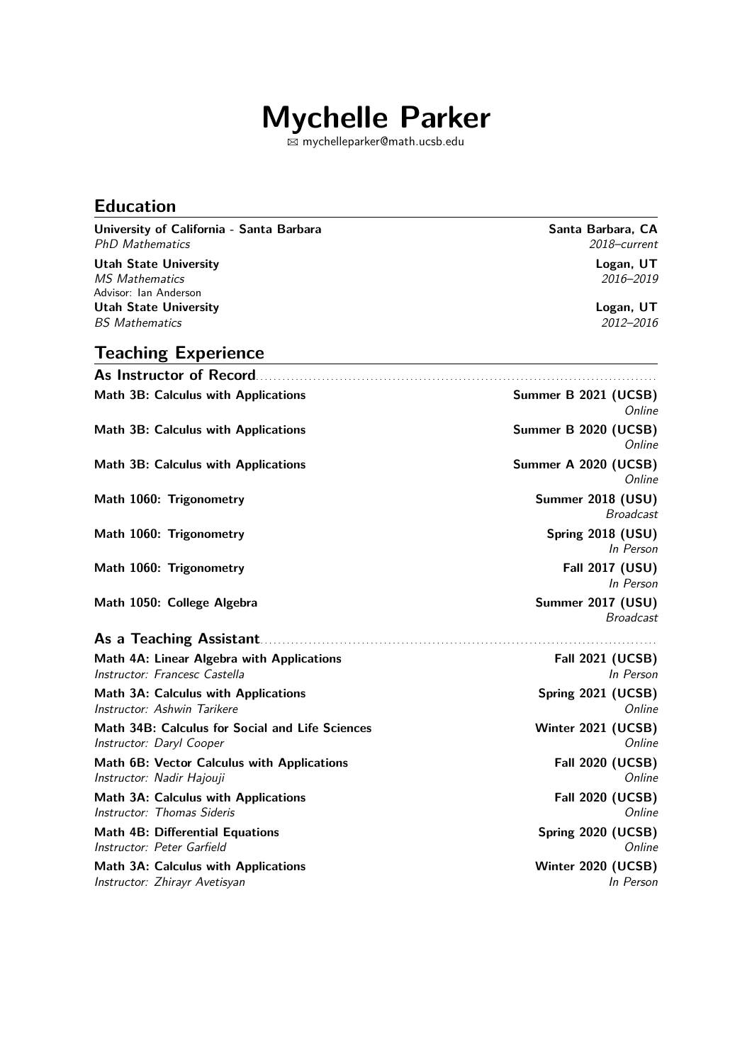# Mychelle Parker

✉ mychelleparker@math.ucsb.edu

## Education

**University of California - Santa Barbara** — **Santa Barbara, CA**
*PhD Mathematics* — *2018–current*

**Utah State University** — **Logan, UT**
*MS Mathematics* — *2016–2019*
Advisor: Ian Anderson

**Utah State University** — **Logan, UT**
*BS Mathematics* — *2012–2016*

## Teaching Experience

### As Instructor of Record

**Math 3B: Calculus with Applications** — **Summer B 2021 (UCSB)**
*Online*

**Math 3B: Calculus with Applications** — **Summer B 2020 (UCSB)**
*Online*

**Math 3B: Calculus with Applications** — **Summer A 2020 (UCSB)**
*Online*

**Math 1060: Trigonometry** — **Summer 2018 (USU)**
*Broadcast*

**Math 1060: Trigonometry** — **Spring 2018 (USU)**
*In Person*

**Math 1060: Trigonometry** — **Fall 2017 (USU)**
*In Person*

**Math 1050: College Algebra** — **Summer 2017 (USU)**
*Broadcast*

### As a Teaching Assistant

**Math 4A: Linear Algebra with Applications** — **Fall 2021 (UCSB)**
*Instructor: Francesc Castella* — *In Person*

**Math 3A: Calculus with Applications** — **Spring 2021 (UCSB)**
*Instructor: Ashwin Tarikere* — *Online*

**Math 34B: Calculus for Social and Life Sciences** — **Winter 2021 (UCSB)**
*Instructor: Daryl Cooper* — *Online*

**Math 6B: Vector Calculus with Applications** — **Fall 2020 (UCSB)**
*Instructor: Nadir Hajouji* — *Online*

**Math 3A: Calculus with Applications** — **Fall 2020 (UCSB)**
*Instructor: Thomas Sideris* — *Online*

**Math 4B: Differential Equations** — **Spring 2020 (UCSB)**
*Instructor: Peter Garfield* — *Online*

**Math 3A: Calculus with Applications** — **Winter 2020 (UCSB)**
*Instructor: Zhirayr Avetisyan* — *In Person*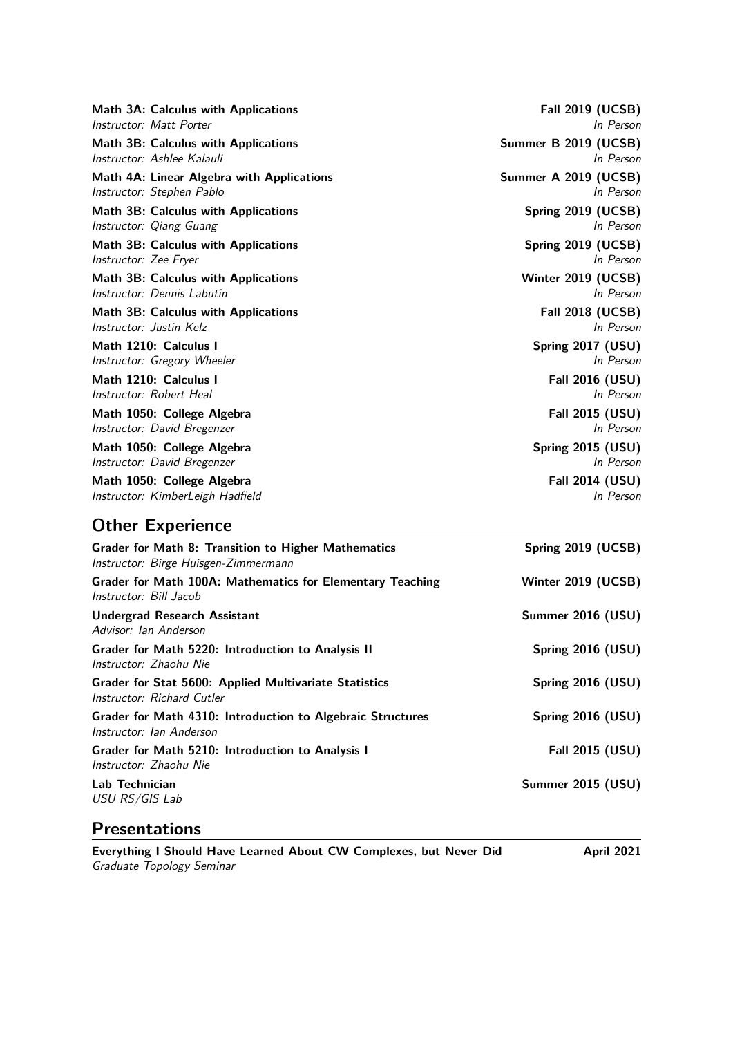**Math 3A: Calculus with Applications** — **Fall 2019 (UCSB)**
*Instructor: Matt Porter* — *In Person*

**Math 3B: Calculus with Applications** — **Summer B 2019 (UCSB)**
*Instructor: Ashlee Kalauli* — *In Person*

**Math 4A: Linear Algebra with Applications** — **Summer A 2019 (UCSB)**
*Instructor: Stephen Pablo* — *In Person*

**Math 3B: Calculus with Applications** — **Spring 2019 (UCSB)**
*Instructor: Qiang Guang* — *In Person*

**Math 3B: Calculus with Applications** — **Spring 2019 (UCSB)**
*Instructor: Zee Fryer* — *In Person*

**Math 3B: Calculus with Applications** — **Winter 2019 (UCSB)**
*Instructor: Dennis Labutin* — *In Person*

**Math 3B: Calculus with Applications** — **Fall 2018 (UCSB)**
*Instructor: Justin Kelz* — *In Person*

**Math 1210: Calculus I** — **Spring 2017 (USU)**
*Instructor: Gregory Wheeler* — *In Person*

**Math 1210: Calculus I** — **Fall 2016 (USU)**
*Instructor: Robert Heal* — *In Person*

**Math 1050: College Algebra** — **Fall 2015 (USU)**
*Instructor: David Bregenzer* — *In Person*

**Math 1050: College Algebra** — **Spring 2015 (USU)**
*Instructor: David Bregenzer* — *In Person*

**Math 1050: College Algebra** — **Fall 2014 (USU)**
*Instructor: KimberLeigh Hadfield* — *In Person*

## Other Experience

**Grader for Math 8: Transition to Higher Mathematics** — **Spring 2019 (UCSB)**
*Instructor: Birge Huisgen-Zimmermann*

**Grader for Math 100A: Mathematics for Elementary Teaching** — **Winter 2019 (UCSB)**
*Instructor: Bill Jacob*

**Undergrad Research Assistant** — **Summer 2016 (USU)**
*Advisor: Ian Anderson*

**Grader for Math 5220: Introduction to Analysis II** — **Spring 2016 (USU)**
*Instructor: Zhaohu Nie*

**Grader for Stat 5600: Applied Multivariate Statistics** — **Spring 2016 (USU)**
*Instructor: Richard Cutler*

**Grader for Math 4310: Introduction to Algebraic Structures** — **Spring 2016 (USU)**
*Instructor: Ian Anderson*

**Grader for Math 5210: Introduction to Analysis I** — **Fall 2015 (USU)**
*Instructor: Zhaohu Nie*

**Lab Technician** — **Summer 2015 (USU)**
*USU RS/GIS Lab*

## Presentations

**Everything I Should Have Learned About CW Complexes, but Never Did** — **April 2021**
*Graduate Topology Seminar*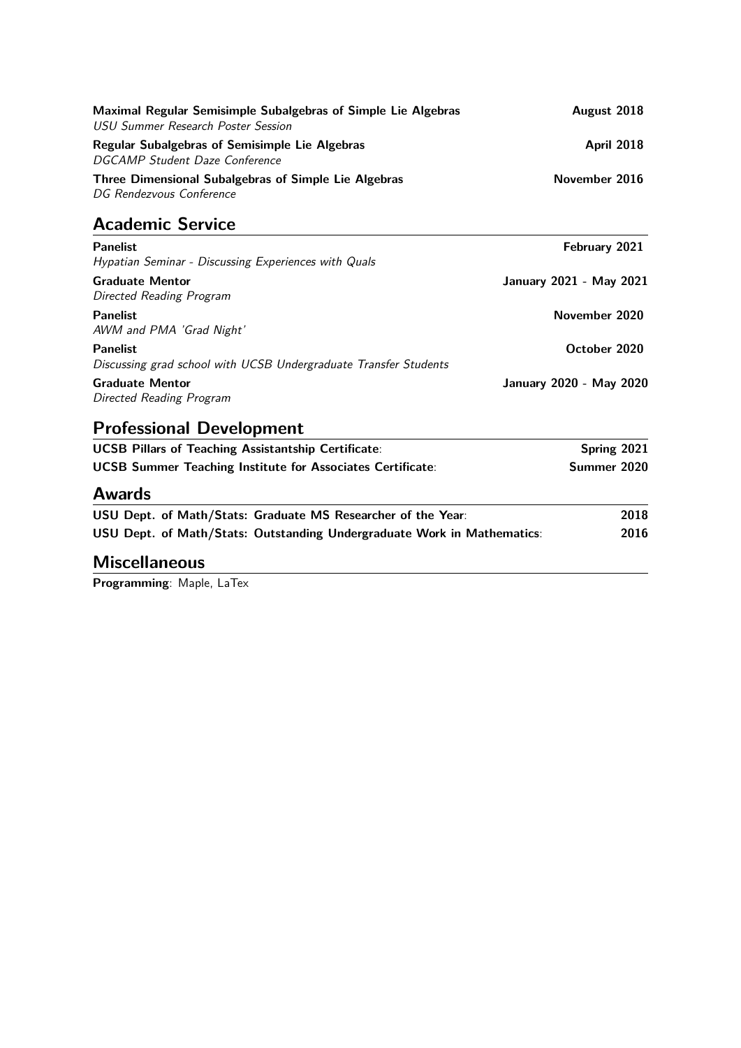**Maximal Regular Semisimple Subalgebras of Simple Lie Algebras** — **August 2018**
*USU Summer Research Poster Session*

**Regular Subalgebras of Semisimple Lie Algebras** — **April 2018**
*DGCAMP Student Daze Conference*

**Three Dimensional Subalgebras of Simple Lie Algebras** — **November 2016**
*DG Rendezvous Conference*

## Academic Service

**Panelist** — **February 2021**
*Hypatian Seminar - Discussing Experiences with Quals*

**Graduate Mentor** — **January 2021 - May 2021**
*Directed Reading Program*

**Panelist** — **November 2020**
*AWM and PMA 'Grad Night'*

**Panelist** — **October 2020**
*Discussing grad school with UCSB Undergraduate Transfer Students*

**Graduate Mentor** — **January 2020 - May 2020**
*Directed Reading Program*

## Professional Development

**UCSB Pillars of Teaching Assistantship Certificate**: **Spring 2021**

**UCSB Summer Teaching Institute for Associates Certificate**: **Summer 2020**

## Awards

**USU Dept. of Math/Stats: Graduate MS Researcher of the Year**: **2018**

**USU Dept. of Math/Stats: Outstanding Undergraduate Work in Mathematics**: **2016**

## Miscellaneous

**Programming**: Maple, LaTex